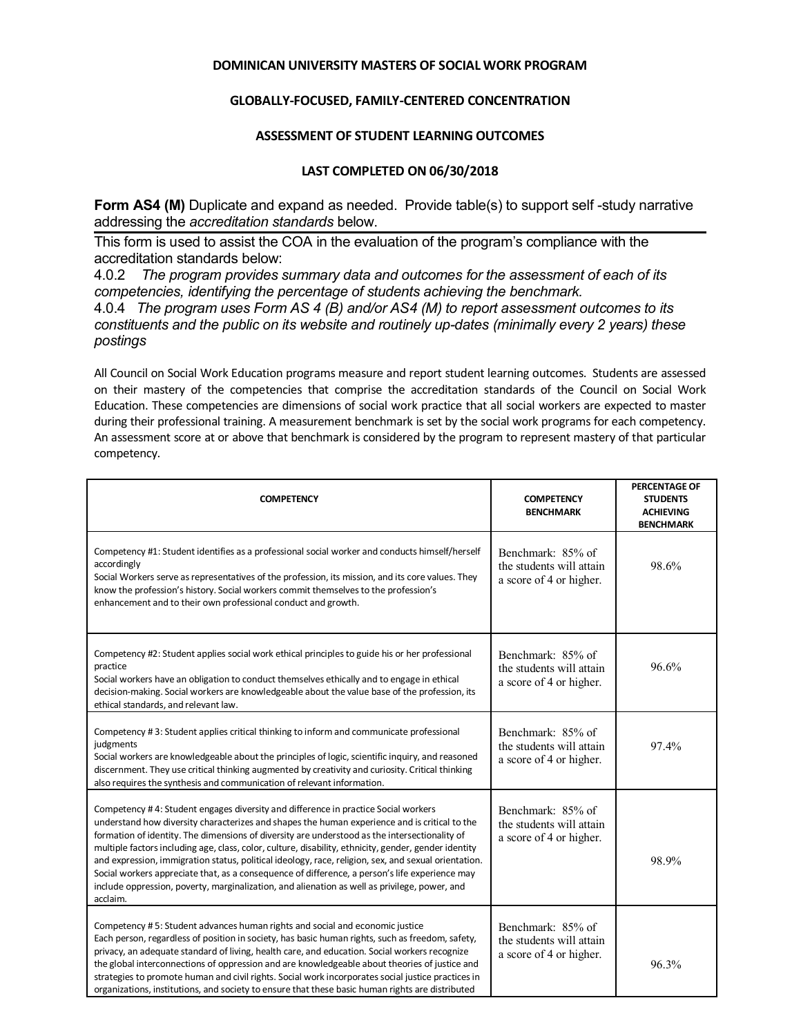**DOMINICAN UNIVERSITY MASTERS OF SOCIAL WORK PROGRAM**

**GLOBALLY-FOCUSED, FAMILY-CENTERED CONCENTRATION**

**ASSESSMENT OF STUDENT LEARNING OUTCOMES**

**LAST COMPLETED ON 06/30/2018**

**Form AS4 (M)** Duplicate and expand as needed. Provide table(s) to support self -study narrative addressing the *accreditation standards* below.

---

This form is used to assist the COA in the evaluation of the program's compliance with the accreditation standards below:

4.0.2 *The program provides summary data and outcomes for the assessment of each of its competencies, identifying the percentage of students achieving the benchmark.*

4.0.4 *The program uses Form AS 4 (B) and/or AS4 (M) to report assessment outcomes to its constituents and the public on its website and routinely up-dates (minimally every 2 years) these postings*

All Council on Social Work Education programs measure and report student learning outcomes. Students are assessed on their mastery of the competencies that comprise the accreditation standards of the Council on Social Work Education. These competencies are dimensions of social work practice that all social workers are expected to master during their professional training. A measurement benchmark is set by the social work programs for each competency. An assessment score at or above that benchmark is considered by the program to represent mastery of that particular competency.

| COMPETENCY | COMPETENCY BENCHMARK | PERCENTAGE OF STUDENTS ACHIEVING BENCHMARK |
|---|---|---|
| Competency #1: Student identifies as a professional social worker and conducts himself/herself accordingly<br>Social Workers serve as representatives of the profession, its mission, and its core values. They know the profession's history. Social workers commit themselves to the profession's enhancement and to their own professional conduct and growth. | Benchmark: 85% of the students will attain a score of 4 or higher. | 98.6% |
| Competency #2: Student applies social work ethical principles to guide his or her professional practice<br>Social workers have an obligation to conduct themselves ethically and to engage in ethical decision-making. Social workers are knowledgeable about the value base of the profession, its ethical standards, and relevant law. | Benchmark: 85% of the students will attain a score of 4 or higher. | 96.6% |
| Competency # 3: Student applies critical thinking to inform and communicate professional judgments<br>Social workers are knowledgeable about the principles of logic, scientific inquiry, and reasoned discernment. They use critical thinking augmented by creativity and curiosity. Critical thinking also requires the synthesis and communication of relevant information. | Benchmark: 85% of the students will attain a score of 4 or higher. | 97.4% |
| Competency # 4: Student engages diversity and difference in practice Social workers understand how diversity characterizes and shapes the human experience and is critical to the formation of identity. The dimensions of diversity are understood as the intersectionality of multiple factors including age, class, color, culture, disability, ethnicity, gender, gender identity and expression, immigration status, political ideology, race, religion, sex, and sexual orientation. Social workers appreciate that, as a consequence of difference, a person's life experience may include oppression, poverty, marginalization, and alienation as well as privilege, power, and acclaim. | Benchmark: 85% of the students will attain a score of 4 or higher. | 98.9% |
| Competency # 5: Student advances human rights and social and economic justice<br>Each person, regardless of position in society, has basic human rights, such as freedom, safety, privacy, an adequate standard of living, health care, and education. Social workers recognize the global interconnections of oppression and are knowledgeable about theories of justice and strategies to promote human and civil rights. Social work incorporates social justice practices in organizations, institutions, and society to ensure that these basic human rights are distributed | Benchmark: 85% of the students will attain a score of 4 or higher. | 96.3% |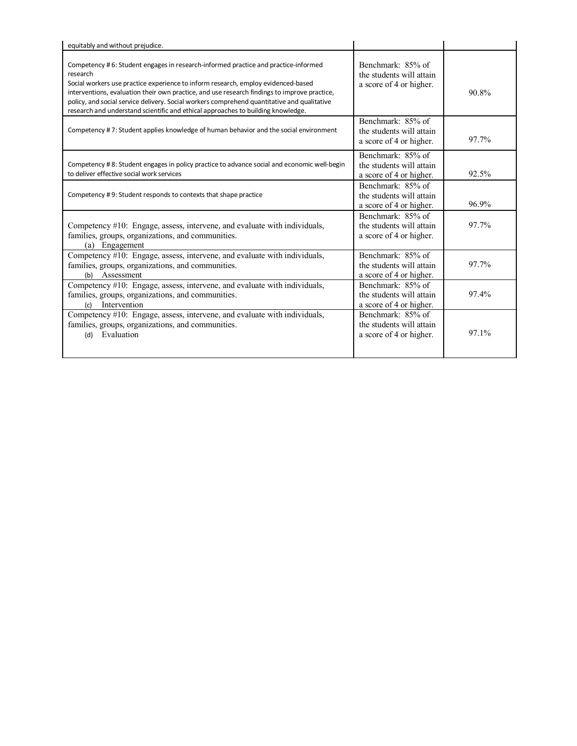| | | |
|---|---|---|
| equitably and without prejudice. | | |
| Competency # 6: Student engages in research-informed practice and practice-informed research<br>Social workers use practice experience to inform research, employ evidenced-based interventions, evaluation their own practice, and use research findings to improve practice, policy, and social service delivery. Social workers comprehend quantitative and qualitative research and understand scientific and ethical approaches to building knowledge. | Benchmark: 85% of the students will attain a score of 4 or higher. | 90.8% |
| Competency # 7: Student applies knowledge of human behavior and the social environment | Benchmark: 85% of the students will attain a score of 4 or higher. | 97.7% |
| Competency # 8: Student engages in policy practice to advance social and economic well-begin to deliver effective social work services | Benchmark: 85% of the students will attain a score of 4 or higher. | 92.5% |
| Competency # 9: Student responds to contexts that shape practice | Benchmark: 85% of the students will attain a score of 4 or higher. | 96.9% |
| Competency #10: Engage, assess, intervene, and evaluate with individuals, families, groups, organizations, and communities.<br>(a) Engagement | Benchmark: 85% of the students will attain a score of 4 or higher. | 97.7% |
| Competency #10: Engage, assess, intervene, and evaluate with individuals, families, groups, organizations, and communities.<br>(b) Assessment | Benchmark: 85% of the students will attain a score of 4 or higher. | 97.7% |
| Competency #10: Engage, assess, intervene, and evaluate with individuals, families, groups, organizations, and communities.<br>(c) Intervention | Benchmark: 85% of the students will attain a score of 4 or higher. | 97.4% |
| Competency #10: Engage, assess, intervene, and evaluate with individuals, families, groups, organizations, and communities.<br>(d) Evaluation | Benchmark: 85% of the students will attain a score of 4 or higher. | 97.1% |